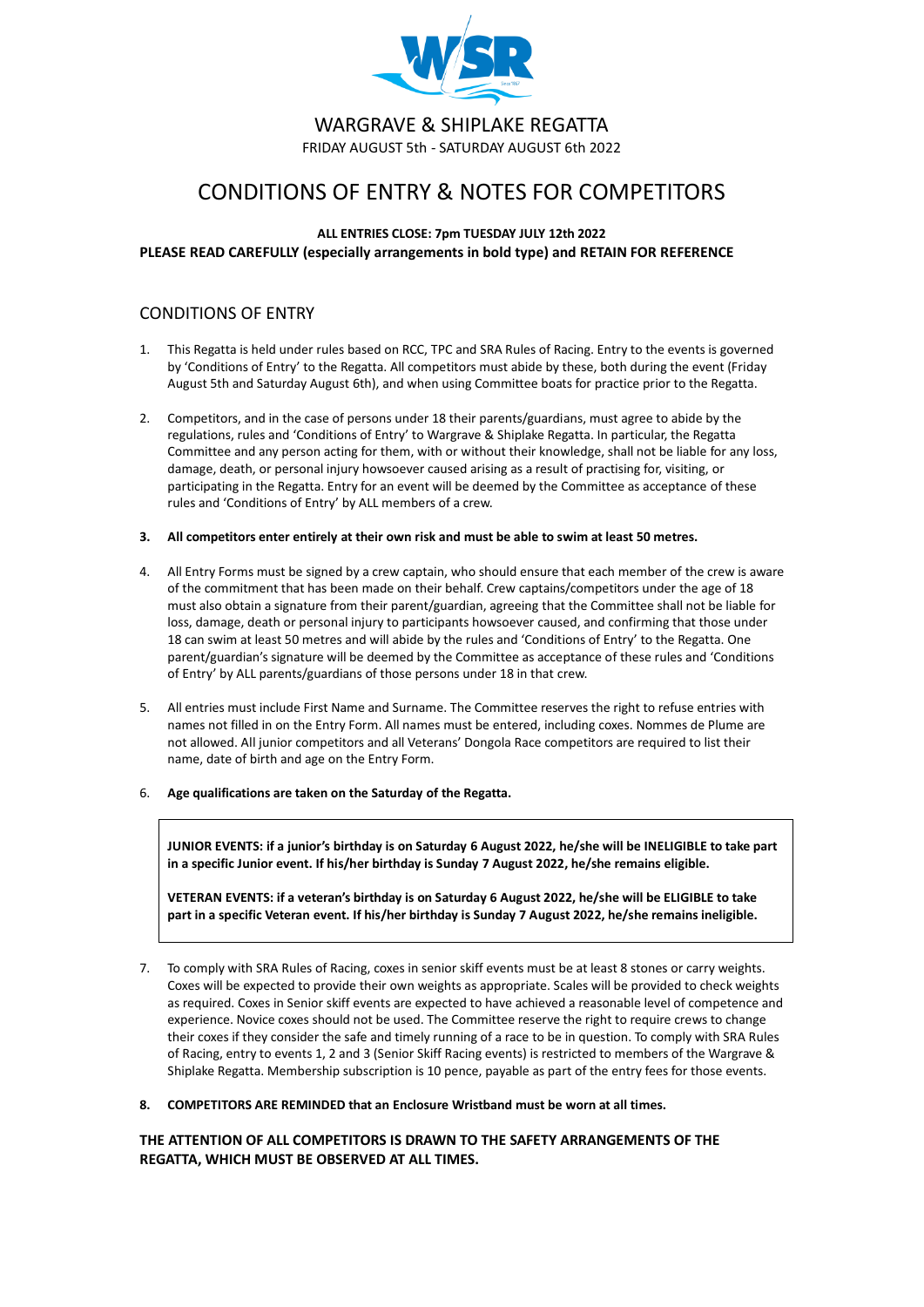# WARGRAVE & SHIPLAKE REGATTA

FRIDAY AUGUST 5th - SATURDAY AUGUST 6th 2022

# CONDITIONS OF ENTRY & NOTES FOR COMPETITORS

**ALL ENTRIES CLOSE: 7pm TUESDAY JULY 12th 2022**

**PLEASE READ CAREFULLY (especially arrangements in bold type) and RETAIN FOR REFERENCE**

## CONDITIONS OF ENTRY

1. This Regatta is held under rules based on RCC, TPC and SRA Rules of Racing. Entry to the events is governed by 'Conditions of Entry' to the Regatta. All competitors must abide by these, both during the event (Friday August 5th and Saturday August 6th), and when using Committee boats for practice prior to the Regatta.

2. Competitors, and in the case of persons under 18 their parents/guardians, must agree to abide by the regulations, rules and 'Conditions of Entry' to Wargrave & Shiplake Regatta. In particular, the Regatta Committee and any person acting for them, with or without their knowledge, shall not be liable for any loss, damage, death, or personal injury howsoever caused arising as a result of practising for, visiting, or participating in the Regatta. Entry for an event will be deemed by the Committee as acceptance of these rules and 'Conditions of Entry' by ALL members of a crew.

3. **All competitors enter entirely at their own risk and must be able to swim at least 50 metres.**

4. All Entry Forms must be signed by a crew captain, who should ensure that each member of the crew is aware of the commitment that has been made on their behalf. Crew captains/competitors under the age of 18 must also obtain a signature from their parent/guardian, agreeing that the Committee shall not be liable for loss, damage, death or personal injury to participants howsoever caused, and confirming that those under 18 can swim at least 50 metres and will abide by the rules and 'Conditions of Entry' to the Regatta. One parent/guardian's signature will be deemed by the Committee as acceptance of these rules and 'Conditions of Entry' by ALL parents/guardians of those persons under 18 in that crew.

5. All entries must include First Name and Surname. The Committee reserves the right to refuse entries with names not filled in on the Entry Form. All names must be entered, including coxes. Nommes de Plume are not allowed. All junior competitors and all Veterans' Dongola Race competitors are required to list their name, date of birth and age on the Entry Form.

6. **Age qualifications are taken on the Saturday of the Regatta.**

**JUNIOR EVENTS: if a junior's birthday is on Saturday 6 August 2022, he/she will be INELIGIBLE to take part in a specific Junior event. If his/her birthday is Sunday 7 August 2022, he/she remains eligible.**

**VETERAN EVENTS: if a veteran's birthday is on Saturday 6 August 2022, he/she will be ELIGIBLE to take part in a specific Veteran event. If his/her birthday is Sunday 7 August 2022, he/she remains ineligible.**

7. To comply with SRA Rules of Racing, coxes in senior skiff events must be at least 8 stones or carry weights. Coxes will be expected to provide their own weights as appropriate. Scales will be provided to check weights as required. Coxes in Senior skiff events are expected to have achieved a reasonable level of competence and experience. Novice coxes should not be used. The Committee reserve the right to require crews to change their coxes if they consider the safe and timely running of a race to be in question. To comply with SRA Rules of Racing, entry to events 1, 2 and 3 (Senior Skiff Racing events) is restricted to members of the Wargrave & Shiplake Regatta. Membership subscription is 10 pence, payable as part of the entry fees for those events.

8. **COMPETITORS ARE REMINDED that an Enclosure Wristband must be worn at all times.**

**THE ATTENTION OF ALL COMPETITORS IS DRAWN TO THE SAFETY ARRANGEMENTS OF THE REGATTA, WHICH MUST BE OBSERVED AT ALL TIMES.**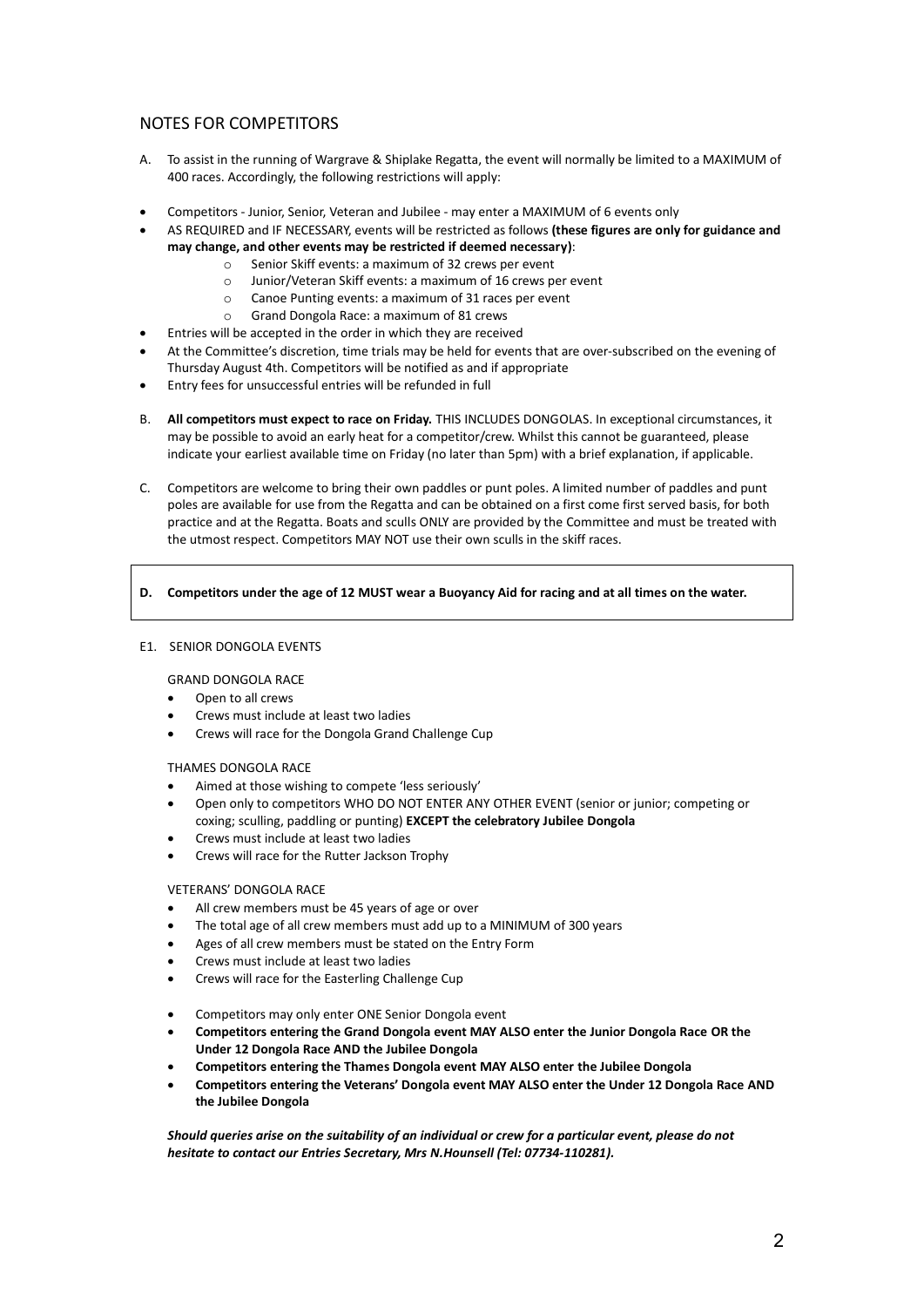## NOTES FOR COMPETITORS

A. To assist in the running of Wargrave & Shiplake Regatta, the event will normally be limited to a MAXIMUM of 400 races. Accordingly, the following restrictions will apply:

- Competitors - Junior, Senior, Veteran and Jubilee - may enter a MAXIMUM of 6 events only
- AS REQUIRED and IF NECESSARY, events will be restricted as follows **(these figures are only for guidance and may change, and other events may be restricted if deemed necessary)**:
  - Senior Skiff events: a maximum of 32 crews per event
  - Junior/Veteran Skiff events: a maximum of 16 crews per event
  - Canoe Punting events: a maximum of 31 races per event
  - Grand Dongola Race: a maximum of 81 crews
- Entries will be accepted in the order in which they are received
- At the Committee's discretion, time trials may be held for events that are over-subscribed on the evening of Thursday August 4th. Competitors will be notified as and if appropriate
- Entry fees for unsuccessful entries will be refunded in full

B. **All competitors must expect to race on Friday.** THIS INCLUDES DONGOLAS. In exceptional circumstances, it may be possible to avoid an early heat for a competitor/crew. Whilst this cannot be guaranteed, please indicate your earliest available time on Friday (no later than 5pm) with a brief explanation, if applicable.

C. Competitors are welcome to bring their own paddles or punt poles. A limited number of paddles and punt poles are available for use from the Regatta and can be obtained on a first come first served basis, for both practice and at the Regatta. Boats and sculls ONLY are provided by the Committee and must be treated with the utmost respect. Competitors MAY NOT use their own sculls in the skiff races.

**D. Competitors under the age of 12 MUST wear a Buoyancy Aid for racing and at all times on the water.**

E1. SENIOR DONGOLA EVENTS

GRAND DONGOLA RACE

- Open to all crews
- Crews must include at least two ladies
- Crews will race for the Dongola Grand Challenge Cup

THAMES DONGOLA RACE

- Aimed at those wishing to compete 'less seriously'
- Open only to competitors WHO DO NOT ENTER ANY OTHER EVENT (senior or junior; competing or coxing; sculling, paddling or punting) **EXCEPT the celebratory Jubilee Dongola**
- Crews must include at least two ladies
- Crews will race for the Rutter Jackson Trophy

VETERANS' DONGOLA RACE

- All crew members must be 45 years of age or over
- The total age of all crew members must add up to a MINIMUM of 300 years
- Ages of all crew members must be stated on the Entry Form
- Crews must include at least two ladies
- Crews will race for the Easterling Challenge Cup

- Competitors may only enter ONE Senior Dongola event
- **Competitors entering the Grand Dongola event MAY ALSO enter the Junior Dongola Race OR the Under 12 Dongola Race AND the Jubilee Dongola**
- **Competitors entering the Thames Dongola event MAY ALSO enter the Jubilee Dongola**
- **Competitors entering the Veterans' Dongola event MAY ALSO enter the Under 12 Dongola Race AND the Jubilee Dongola**

***Should queries arise on the suitability of an individual or crew for a particular event, please do not hesitate to contact our Entries Secretary, Mrs N.Hounsell (Tel: 07734-110281).***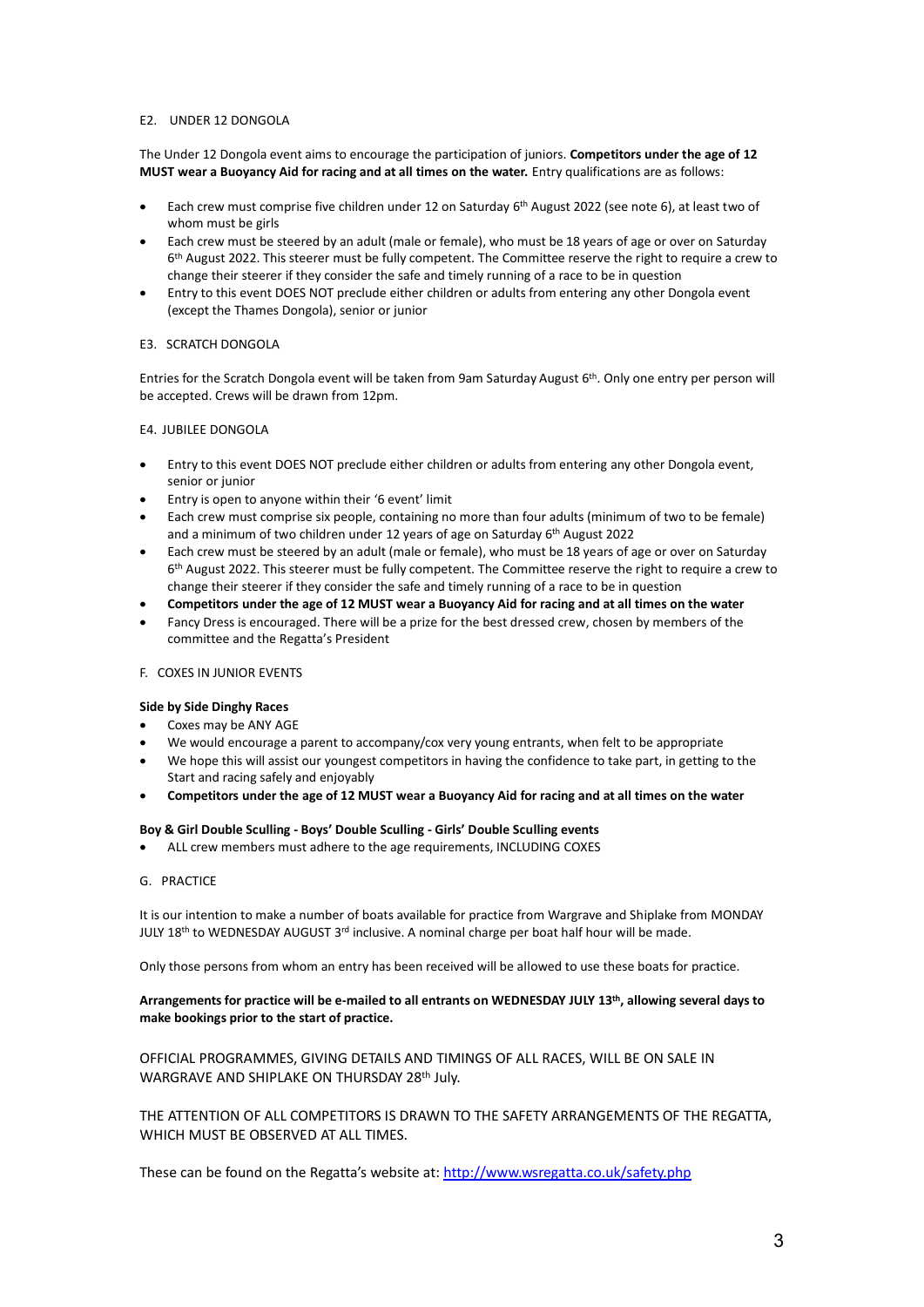### E2. UNDER 12 DONGOLA

The Under 12 Dongola event aims to encourage the participation of juniors. **Competitors under the age of 12 MUST wear a Buoyancy Aid for racing and at all times on the water.** Entry qualifications are as follows:

- Each crew must comprise five children under 12 on Saturday 6th August 2022 (see note 6), at least two of whom must be girls
- Each crew must be steered by an adult (male or female), who must be 18 years of age or over on Saturday 6th August 2022. This steerer must be fully competent. The Committee reserve the right to require a crew to change their steerer if they consider the safe and timely running of a race to be in question
- Entry to this event DOES NOT preclude either children or adults from entering any other Dongola event (except the Thames Dongola), senior or junior

### E3. SCRATCH DONGOLA

Entries for the Scratch Dongola event will be taken from 9am Saturday August 6th. Only one entry per person will be accepted. Crews will be drawn from 12pm.

### E4. JUBILEE DONGOLA

- Entry to this event DOES NOT preclude either children or adults from entering any other Dongola event, senior or junior
- Entry is open to anyone within their '6 event' limit
- Each crew must comprise six people, containing no more than four adults (minimum of two to be female) and a minimum of two children under 12 years of age on Saturday 6th August 2022
- Each crew must be steered by an adult (male or female), who must be 18 years of age or over on Saturday 6th August 2022. This steerer must be fully competent. The Committee reserve the right to require a crew to change their steerer if they consider the safe and timely running of a race to be in question
- **Competitors under the age of 12 MUST wear a Buoyancy Aid for racing and at all times on the water**
- Fancy Dress is encouraged. There will be a prize for the best dressed crew, chosen by members of the committee and the Regatta's President

## F. COXES IN JUNIOR EVENTS

**Side by Side Dinghy Races**

- Coxes may be ANY AGE
- We would encourage a parent to accompany/cox very young entrants, when felt to be appropriate
- We hope this will assist our youngest competitors in having the confidence to take part, in getting to the Start and racing safely and enjoyably
- **Competitors under the age of 12 MUST wear a Buoyancy Aid for racing and at all times on the water**

**Boy & Girl Double Sculling - Boys' Double Sculling - Girls' Double Sculling events**

- ALL crew members must adhere to the age requirements, INCLUDING COXES

## G. PRACTICE

It is our intention to make a number of boats available for practice from Wargrave and Shiplake from MONDAY JULY 18th to WEDNESDAY AUGUST 3rd inclusive. A nominal charge per boat half hour will be made.

Only those persons from whom an entry has been received will be allowed to use these boats for practice.

**Arrangements for practice will be e-mailed to all entrants on WEDNESDAY JULY 13th, allowing several days to make bookings prior to the start of practice.**

OFFICIAL PROGRAMMES, GIVING DETAILS AND TIMINGS OF ALL RACES, WILL BE ON SALE IN WARGRAVE AND SHIPLAKE ON THURSDAY 28th July.

THE ATTENTION OF ALL COMPETITORS IS DRAWN TO THE SAFETY ARRANGEMENTS OF THE REGATTA, WHICH MUST BE OBSERVED AT ALL TIMES.

These can be found on the Regatta's website at: [http://www.wsregatta.co.uk/safety.php](http://www.wsregatta.co.uk/safety.php)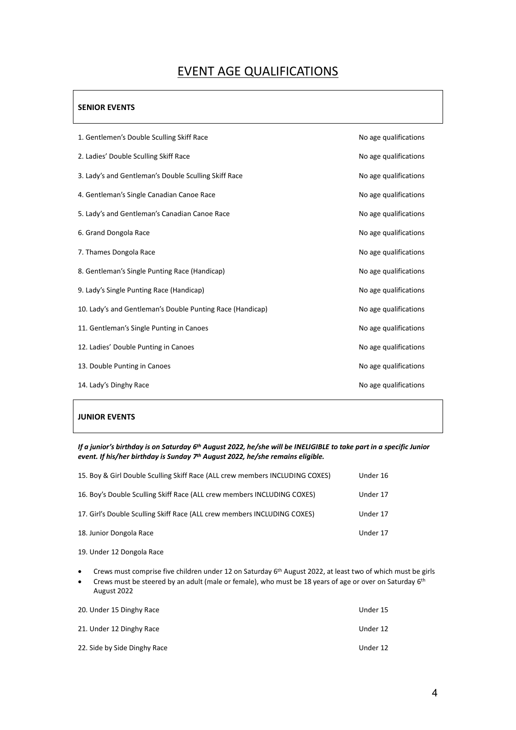# EVENT AGE QUALIFICATIONS

## SENIOR EVENTS

| Event | Age qualification |
|---|---|
| 1. Gentlemen's Double Sculling Skiff Race | No age qualifications |
| 2. Ladies' Double Sculling Skiff Race | No age qualifications |
| 3. Lady's and Gentleman's Double Sculling Skiff Race | No age qualifications |
| 4. Gentleman's Single Canadian Canoe Race | No age qualifications |
| 5. Lady's and Gentleman's Canadian Canoe Race | No age qualifications |
| 6. Grand Dongola Race | No age qualifications |
| 7. Thames Dongola Race | No age qualifications |
| 8. Gentleman's Single Punting Race (Handicap) | No age qualifications |
| 9. Lady's Single Punting Race (Handicap) | No age qualifications |
| 10. Lady's and Gentleman's Double Punting Race (Handicap) | No age qualifications |
| 11. Gentleman's Single Punting in Canoes | No age qualifications |
| 12. Ladies' Double Punting in Canoes | No age qualifications |
| 13. Double Punting in Canoes | No age qualifications |
| 14. Lady's Dinghy Race | No age qualifications |

## JUNIOR EVENTS

***If a junior's birthday is on Saturday 6th August 2022, he/she will be INELIGIBLE to take part in a specific Junior event. If his/her birthday is Sunday 7th August 2022, he/she remains eligible.***

| Event | Age qualification |
|---|---|
| 15. Boy & Girl Double Sculling Skiff Race (ALL crew members INCLUDING COXES) | Under 16 |
| 16. Boy's Double Sculling Skiff Race (ALL crew members INCLUDING COXES) | Under 17 |
| 17. Girl's Double Sculling Skiff Race (ALL crew members INCLUDING COXES) | Under 17 |
| 18. Junior Dongola Race | Under 17 |

19. Under 12 Dongola Race

- Crews must comprise five children under 12 on Saturday 6th August 2022, at least two of which must be girls
- Crews must be steered by an adult (male or female), who must be 18 years of age or over on Saturday 6th August 2022

| Event | Age qualification |
|---|---|
| 20. Under 15 Dinghy Race | Under 15 |
| 21. Under 12 Dinghy Race | Under 12 |
| 22. Side by Side Dinghy Race | Under 12 |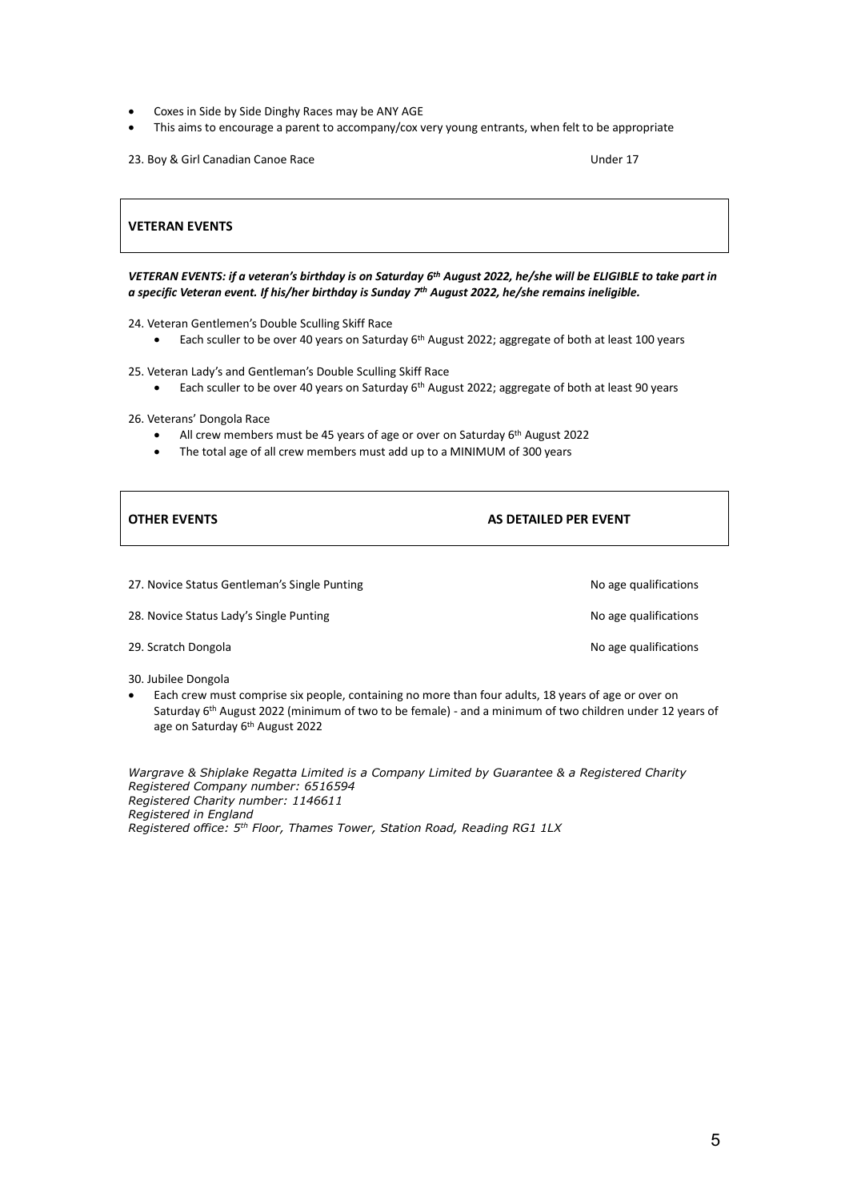- Coxes in Side by Side Dinghy Races may be ANY AGE
- This aims to encourage a parent to accompany/cox very young entrants, when felt to be appropriate

23. Boy & Girl Canadian Canoe Race — Under 17

## VETERAN EVENTS

***VETERAN EVENTS: if a veteran's birthday is on Saturday 6th August 2022, he/she will be ELIGIBLE to take part in a specific Veteran event. If his/her birthday is Sunday 7th August 2022, he/she remains ineligible.***

24. Veteran Gentlemen's Double Sculling Skiff Race
    - Each sculler to be over 40 years on Saturday 6th August 2022; aggregate of both at least 100 years

25. Veteran Lady's and Gentleman's Double Sculling Skiff Race
    - Each sculler to be over 40 years on Saturday 6th August 2022; aggregate of both at least 90 years

26. Veterans' Dongola Race
    - All crew members must be 45 years of age or over on Saturday 6th August 2022
    - The total age of all crew members must add up to a MINIMUM of 300 years

## OTHER EVENTS — AS DETAILED PER EVENT

27. Novice Status Gentleman's Single Punting — No age qualifications

28. Novice Status Lady's Single Punting — No age qualifications

29. Scratch Dongola — No age qualifications

30. Jubilee Dongola

- Each crew must comprise six people, containing no more than four adults, 18 years of age or over on Saturday 6th August 2022 (minimum of two to be female) - and a minimum of two children under 12 years of age on Saturday 6th August 2022

*Wargrave & Shiplake Regatta Limited is a Company Limited by Guarantee & a Registered Charity*
*Registered Company number: 6516594*
*Registered Charity number: 1146611*
*Registered in England*
*Registered office: 5th Floor, Thames Tower, Station Road, Reading RG1 1LX*